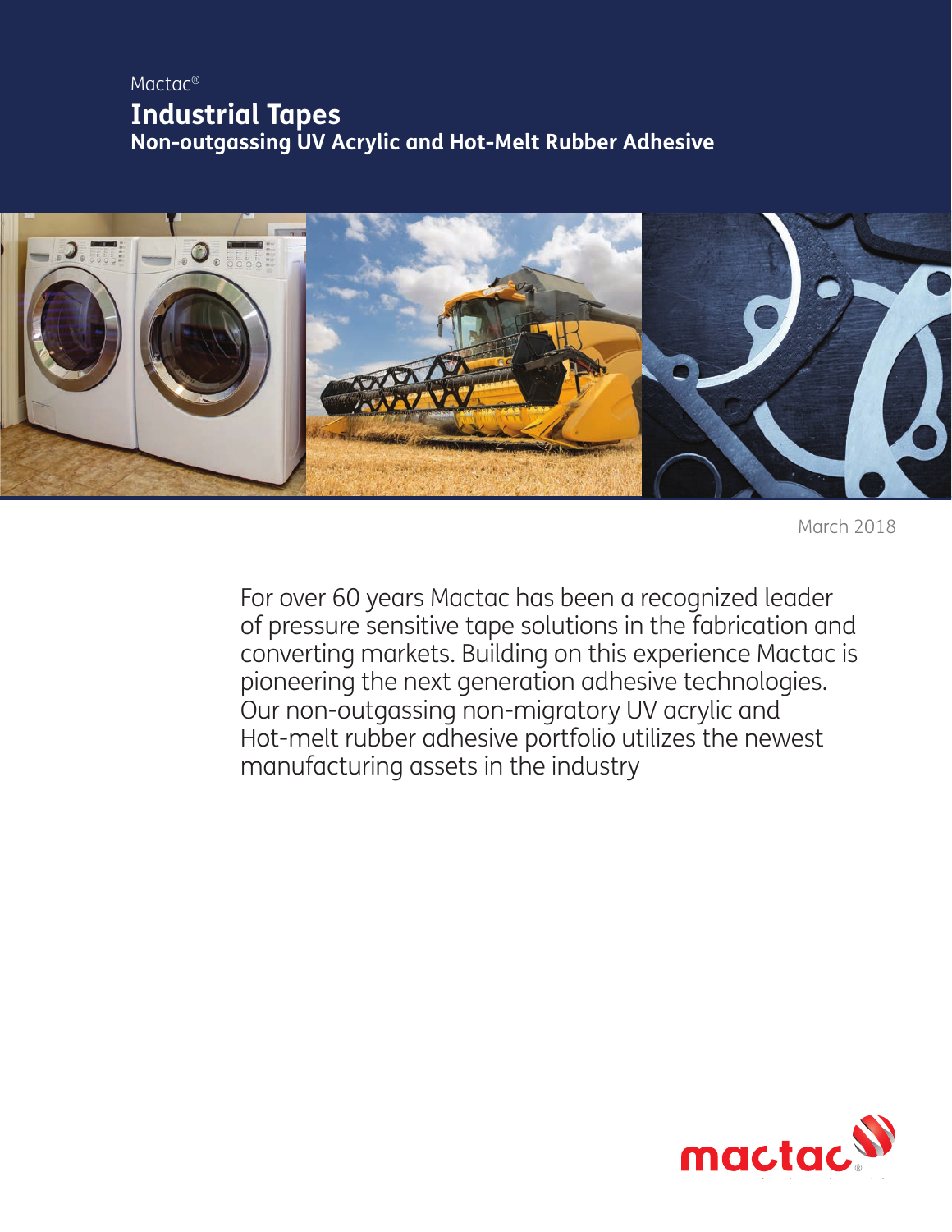Mactac®

# Industrial Tapes

## Non-outgassing UV Acrylic and Hot-Melt Rubber Adhesive

March 2018

For over 60 years Mactac has been a recognized leader of pressure sensitive tape solutions in the fabrication and converting markets. Building on this experience Mactac is pioneering the next generation adhesive technologies. Our non-outgassing non-migratory UV acrylic and Hot-melt rubber adhesive portfolio utilizes the newest manufacturing assets in the industry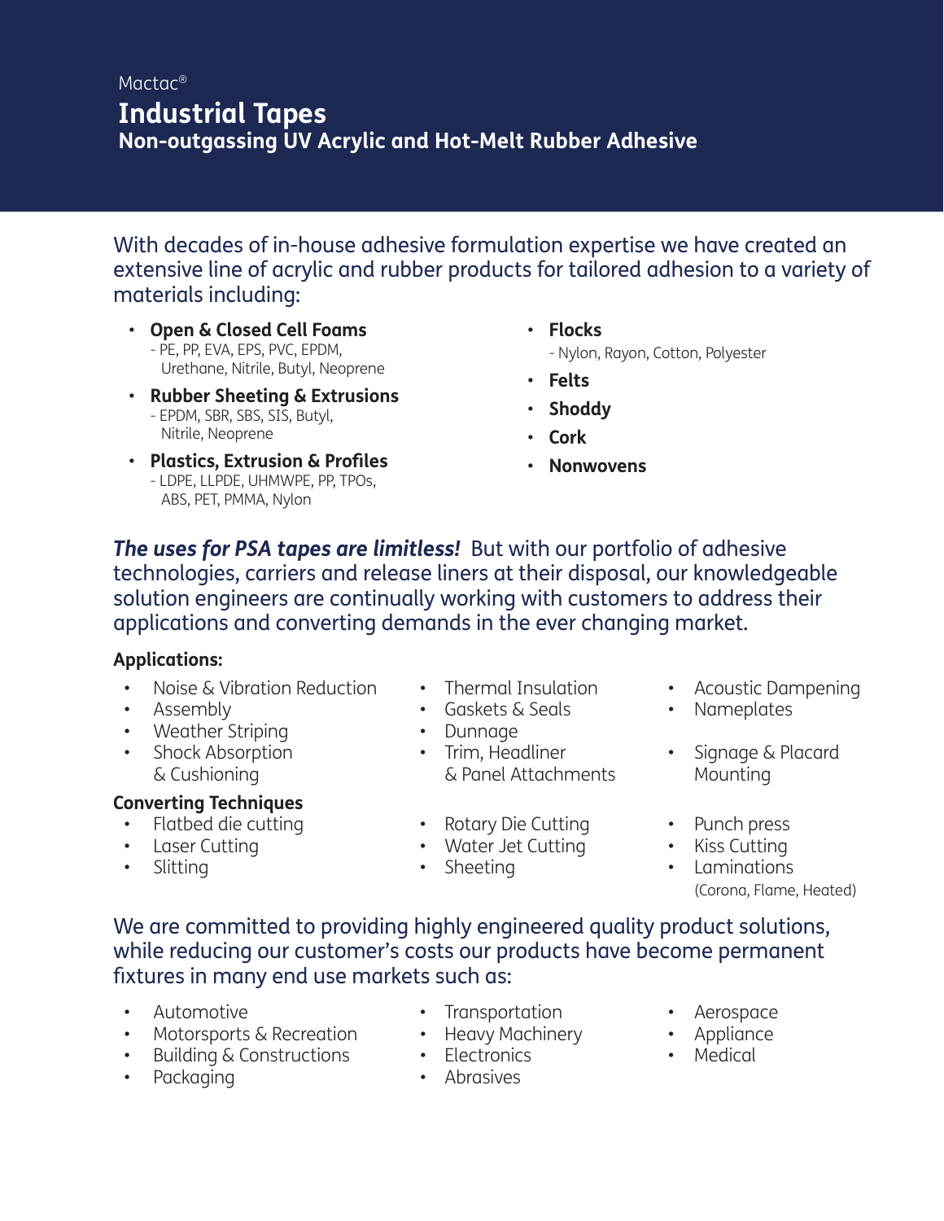Mactac®

# Industrial Tapes

## Non-outgassing UV Acrylic and Hot-Melt Rubber Adhesive

With decades of in-house adhesive formulation expertise we have created an extensive line of acrylic and rubber products for tailored adhesion to a variety of materials including:

- **Open & Closed Cell Foams**
  - PE, PP, EVA, EPS, PVC, EPDM, Urethane, Nitrile, Butyl, Neoprene
- **Rubber Sheeting & Extrusions**
  - EPDM, SBR, SBS, SIS, Butyl, Nitrile, Neoprene
- **Plastics, Extrusion & Profiles**
  - LDPE, LLPDE, UHMWPE, PP, TPOs, ABS, PET, PMMA, Nylon
- **Flocks**
  - Nylon, Rayon, Cotton, Polyester
- **Felts**
- **Shoddy**
- **Cork**
- **Nonwovens**

***The uses for PSA tapes are limitless!*** But with our portfolio of adhesive technologies, carriers and release liners at their disposal, our knowledgeable solution engineers are continually working with customers to address their applications and converting demands in the ever changing market.

**Applications:**

- Noise & Vibration Reduction
- Assembly
- Weather Striping
- Shock Absorption & Cushioning
- Thermal Insulation
- Gaskets & Seals
- Dunnage
- Trim, Headliner & Panel Attachments
- Acoustic Dampening
- Nameplates
- Signage & Placard Mounting

**Converting Techniques**

- Flatbed die cutting
- Laser Cutting
- Slitting
- Rotary Die Cutting
- Water Jet Cutting
- Sheeting
- Punch press
- Kiss Cutting
- Laminations (Corona, Flame, Heated)

We are committed to providing highly engineered quality product solutions, while reducing our customer's costs our products have become permanent fixtures in many end use markets such as:

- Automotive
- Motorsports & Recreation
- Building & Constructions
- Packaging
- Transportation
- Heavy Machinery
- Electronics
- Abrasives
- Aerospace
- Appliance
- Medical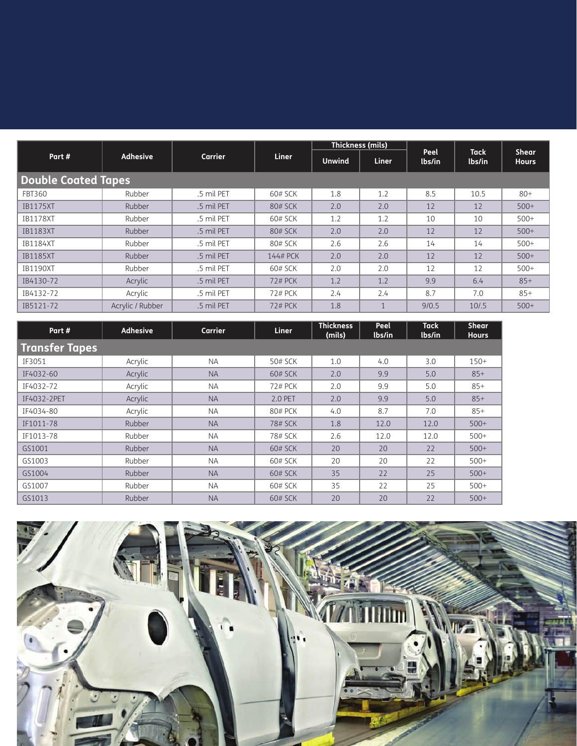| Part # | Adhesive | Carrier | Liner | Thickness (mils) | | Peel lbs/in | Tack lbs/in | Shear Hours |
|---|---|---|---|---|---|---|---|---|
| | | | | Unwind | Liner | | | |
| **Double Coated Tapes** | | | | | | | | |
| FBT360 | Rubber | .5 mil PET | 60# SCK | 1.8 | 1.2 | 8.5 | 10.5 | 80+ |
| IB1175XT | Rubber | .5 mil PET | 80# SCK | 2.0 | 2.0 | 12 | 12 | 500+ |
| IB1178XT | Rubber | .5 mil PET | 60# SCK | 1.2 | 1.2 | 10 | 10 | 500+ |
| IB1183XT | Rubber | .5 mil PET | 80# SCK | 2.0 | 2.0 | 12 | 12 | 500+ |
| IB1184XT | Rubber | .5 mil PET | 80# SCK | 2.6 | 2.6 | 14 | 14 | 500+ |
| IB1185XT | Rubber | .5 mil PET | 144# PCK | 2.0 | 2.0 | 12 | 12 | 500+ |
| IB1190XT | Rubber | .5 mil PET | 60# SCK | 2.0 | 2.0 | 12 | 12 | 500+ |
| IB4130-72 | Acrylic | .5 mil PET | 72# PCK | 1.2 | 1.2 | 9.9 | 6.4 | 85+ |
| IB4132-72 | Acrylic | .5 mil PET | 72# PCK | 2.4 | 2.4 | 8.7 | 7.0 | 85+ |
| IB5121-72 | Acrylic / Rubber | .5 mil PET | 72# PCK | 1.8 | 1 | 9/0.5 | 10/.5 | 500+ |

| Part # | Adhesive | Carrier | Liner | Thickness (mils) | Peel lbs/in | Tack lbs/in | Shear Hours |
|---|---|---|---|---|---|---|---|
| **Transfer Tapes** | | | | | | | |
| IF3051 | Acrylic | NA | 50# SCK | 1.0 | 4.0 | 3.0 | 150+ |
| IF4032-60 | Acrylic | NA | 60# SCK | 2.0 | 9.9 | 5.0 | 85+ |
| IF4032-72 | Acrylic | NA | 72# PCK | 2.0 | 9.9 | 5.0 | 85+ |
| IF4032-2PET | Acrylic | NA | 2.0 PET | 2.0 | 9.9 | 5.0 | 85+ |
| IF4034-80 | Acrylic | NA | 80# PCK | 4.0 | 8.7 | 7.0 | 85+ |
| IF1011-78 | Rubber | NA | 78# SCK | 1.8 | 12.0 | 12.0 | 500+ |
| IF1013-78 | Rubber | NA | 78# SCK | 2.6 | 12.0 | 12.0 | 500+ |
| GS1001 | Rubber | NA | 60# SCK | 20 | 20 | 22 | 500+ |
| GS1003 | Rubber | NA | 60# SCK | 20 | 20 | 22 | 500+ |
| GS1004 | Rubber | NA | 60# SCK | 35 | 22 | 25 | 500+ |
| GS1007 | Rubber | NA | 60# SCK | 35 | 22 | 25 | 500+ |
| GS1013 | Rubber | NA | 60# SCK | 20 | 20 | 22 | 500+ |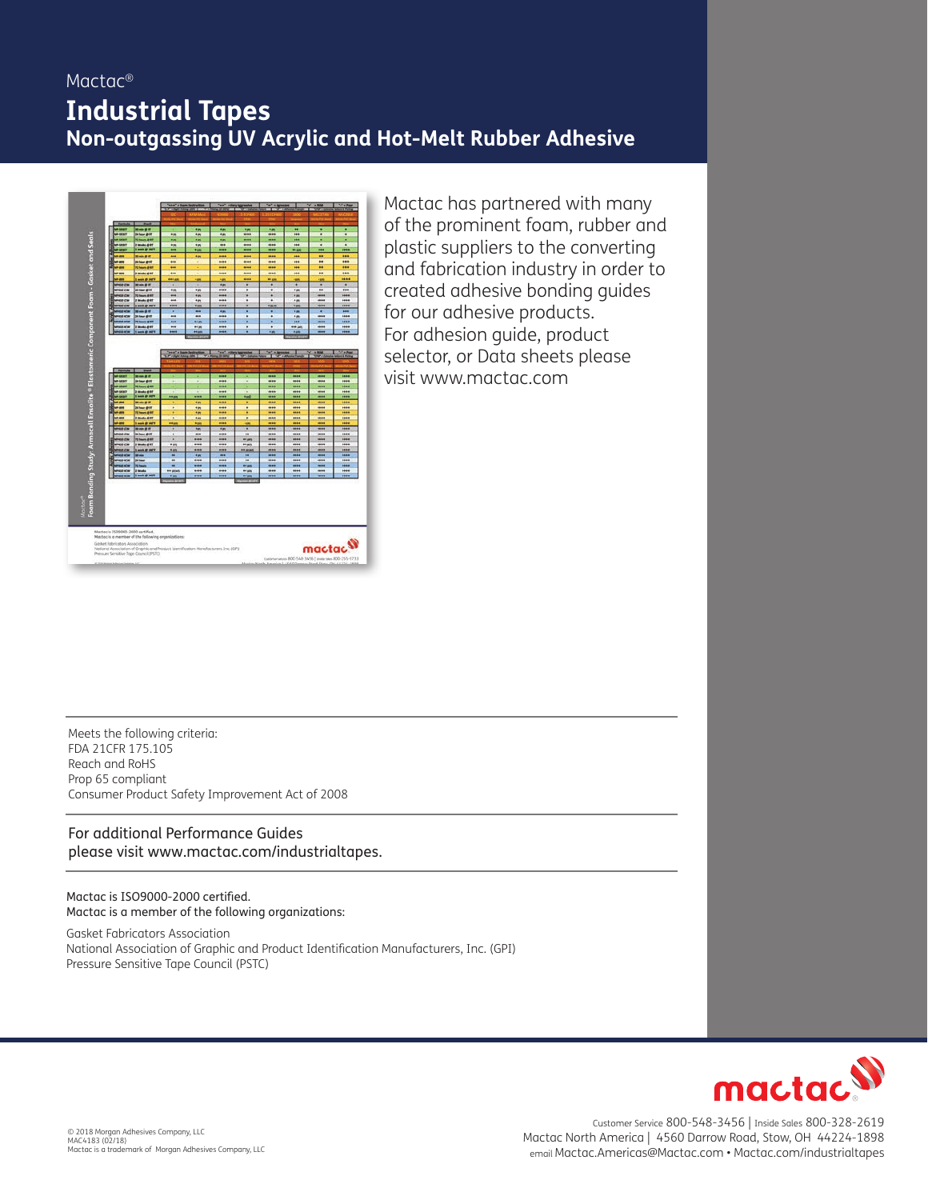Mactac®

# Industrial Tapes

## Non-outgassing UV Acrylic and Hot-Melt Rubber Adhesive

Mactac has partnered with many of the prominent foam, rubber and plastic suppliers to the converting and fabrication industry in order to created adhesive bonding guides for our adhesive products. For adhesion guide, product selector, or Data sheets please visit www.mactac.com

Meets the following criteria:
FDA 21CFR 175.105
Reach and RoHS
Prop 65 compliant
Consumer Product Safety Improvement Act of 2008

For additional Performance Guides
please visit www.mactac.com/industrialtapes.

Mactac is ISO9000-2000 certified.
Mactac is a member of the following organizations:

Gasket Fabricators Association
National Association of Graphic and Product Identification Manufacturers, Inc. (GPI)
Pressure Sensitive Tape Council (PSTC)

mactac®

Customer Service 800-548-3456 | Inside Sales 800-328-2619
Mactac North America | 4560 Darrow Road, Stow, OH 44224-1898
email Mactac.Americas@Mactac.com • Mactac.com/industrialtapes

© 2018 Morgan Adhesives Company, LLC
MAC4183 (02/18)
Mactac is a trademark of Morgan Adhesives Company, LLC